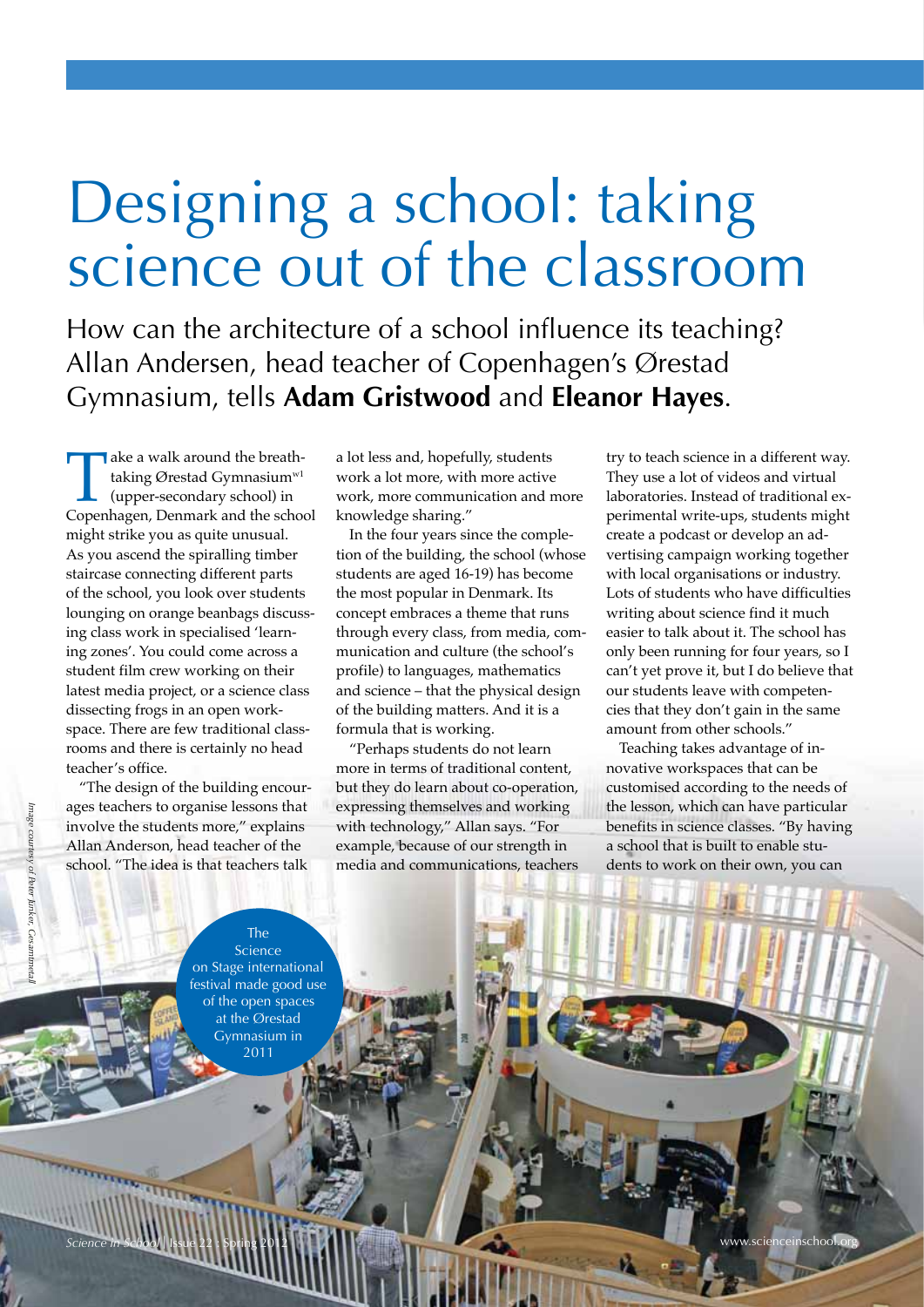# Designing a school: taking science out of the classroom

How can the architecture of a school influence its teaching? Allan Andersen, head teacher of Copenhagen's Ørestad Gymnasium, tells **Adam Gristwood** and **Eleanor Hayes**.

Take a walk around the breathtaking Ørestad Gymnasium[w1] (upper-secondary school) in Copenhagen, Denmark and the school might strike you as quite unusual. As you ascend the spiralling timber staircase connecting different parts of the school, you look over students lounging on orange beanbags discussing class work in specialised 'learning zones'. You could come across a student film crew working on their latest media project, or a science class dissecting frogs in an open workspace. There are few traditional classrooms and there is certainly no head teacher's office.

"The design of the building encourages teachers to organise lessons that involve the students more," explains Allan Anderson, head teacher of the school. "The idea is that teachers talk a lot less and, hopefully, students work a lot more, with more active work, more communication and more knowledge sharing."

In the four years since the completion of the building, the school (whose students are aged 16-19) has become the most popular in Denmark. Its concept embraces a theme that runs through every class, from media, communication and culture (the school's profile) to languages, mathematics and science – that the physical design of the building matters. And it is a formula that is working.

"Perhaps students do not learn more in terms of traditional content, but they do learn about co-operation, expressing themselves and working with technology," Allan says. "For example, because of our strength in media and communications, teachers try to teach science in a different way. They use a lot of videos and virtual laboratories. Instead of traditional experimental write-ups, students might create a podcast or develop an advertising campaign working together with local organisations or industry. Lots of students who have difficulties writing about science find it much easier to talk about it. The school has only been running for four years, so I can't yet prove it, but I do believe that our students leave with competencies that they don't gain in the same amount from other schools."

Teaching takes advantage of innovative workspaces that can be customised according to the needs of the lesson, which can have particular benefits in science classes. "By having a school that is built to enable students to work on their own, you can

The Science on Stage international festival made good use of the open spaces at the Ørestad Gymnasium in 2011

*Image courtesy of Peter Junker, Gesamtmetall*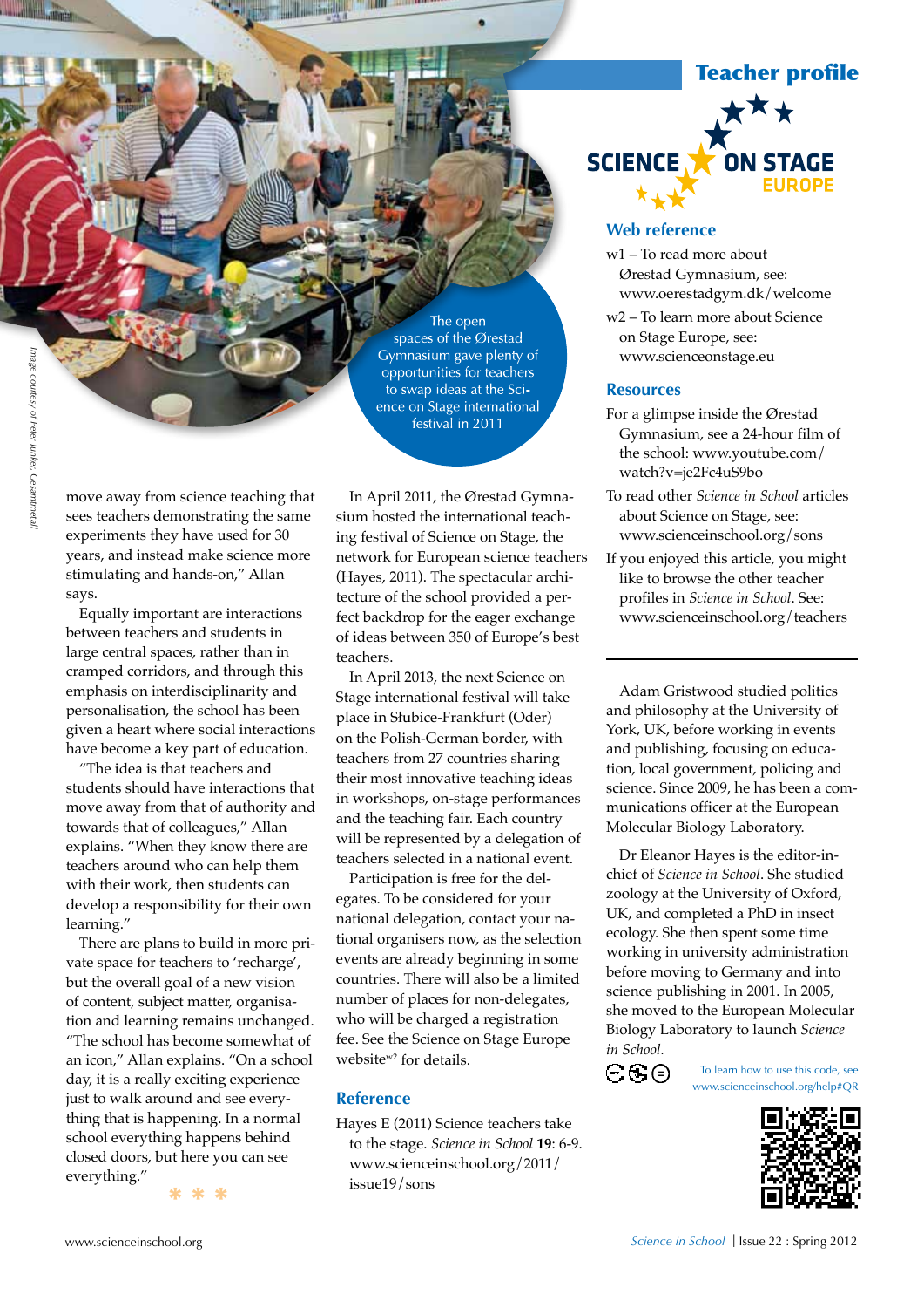The open spaces of the Ørestad Gymnasium gave plenty of opportunities for teachers to swap ideas at the Science on Stage international festival in 2011

Image courtesy of Peter Junker, Gesamtmetall

move away from science teaching that sees teachers demonstrating the same experiments they have used for 30 years, and instead make science more stimulating and hands-on," Allan says.

Equally important are interactions between teachers and students in large central spaces, rather than in cramped corridors, and through this emphasis on interdisciplinarity and personalisation, the school has been given a heart where social interactions have become a key part of education.

"The idea is that teachers and students should have interactions that move away from that of authority and towards that of colleagues," Allan explains. "When they know there are teachers around who can help them with their work, then students can develop a responsibility for their own learning."

There are plans to build in more private space for teachers to 'recharge', but the overall goal of a new vision of content, subject matter, organisation and learning remains unchanged. "The school has become somewhat of an icon," Allan explains. "On a school day, it is a really exciting experience just to walk around and see everything that is happening. In a normal school everything happens behind closed doors, but here you can see everything."

* * *

In April 2011, the Ørestad Gymnasium hosted the international teaching festival of Science on Stage, the network for European science teachers (Hayes, 2011). The spectacular architecture of the school provided a perfect backdrop for the eager exchange of ideas between 350 of Europe's best teachers.

In April 2013, the next Science on Stage international festival will take place in Słubice-Frankfurt (Oder) on the Polish-German border, with teachers from 27 countries sharing their most innovative teaching ideas in workshops, on-stage performances and the teaching fair. Each country will be represented by a delegation of teachers selected in a national event.

Participation is free for the delegates. To be considered for your national delegation, contact your national organisers now, as the selection events are already beginning in some countries. There will also be a limited number of places for non-delegates, who will be charged a registration fee. See the Science on Stage Europe website[w2] for details.

## Reference

Hayes E (2011) Science teachers take to the stage. *Science in School* **19**: 6-9. www.scienceinschool.org/2011/issue19/sons

# Teacher profile

SCIENCE ON STAGE EUROPE

## Web reference

w1 – To read more about Ørestad Gymnasium, see: www.oerestadgym.dk/welcome

w2 – To learn more about Science on Stage Europe, see: www.scienceonstage.eu

## Resources

For a glimpse inside the Ørestad Gymnasium, see a 24-hour film of the school: www.youtube.com/watch?v=je2Fc4uS9bo

To read other *Science in School* articles about Science on Stage, see: www.scienceinschool.org/sons

If you enjoyed this article, you might like to browse the other teacher profiles in *Science in School*. See: www.scienceinschool.org/teachers

---

Adam Gristwood studied politics and philosophy at the University of York, UK, before working in events and publishing, focusing on education, local government, policing and science. Since 2009, he has been a communications officer at the European Molecular Biology Laboratory.

Dr Eleanor Hayes is the editor-in-chief of *Science in School*. She studied zoology at the University of Oxford, UK, and completed a PhD in insect ecology. She then spent some time working in university administration before moving to Germany and into science publishing in 2001. In 2005, she moved to the European Molecular Biology Laboratory to launch *Science in School*.

To learn how to use this code, see www.scienceinschool.org/help#QR